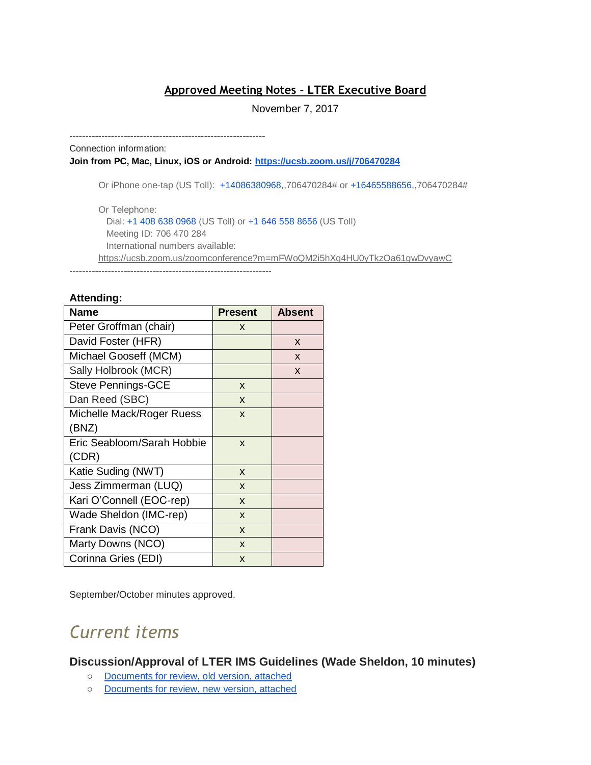# Approved Meeting Notes - LTER Executive Board

November 7, 2017

---

Connection information:

**Join from PC, Mac, Linux, iOS or Android: https://ucsb.zoom.us/j/706470284**

Or iPhone one-tap (US Toll): +14086380968,,706470284# or +16465588656,,706470284#

Or Telephone:
Dial: +1 408 638 0968 (US Toll) or +1 646 558 8656 (US Toll)
Meeting ID: 706 470 284
International numbers available:
https://ucsb.zoom.us/zoomconference?m=mFWoQM2i5hXg4HU0yTkzOa61gwDvyawC

---

**Attending:**

| Name | Present | Absent |
|---|---|---|
| Peter Groffman (chair) | x | |
| David Foster (HFR) | | x |
| Michael Gooseff (MCM) | | x |
| Sally Holbrook (MCR) | | x |
| Steve Pennings-GCE | x | |
| Dan Reed (SBC) | x | |
| Michelle Mack/Roger Ruess (BNZ) | x | |
| Eric Seabloom/Sarah Hobbie (CDR) | x | |
| Katie Suding (NWT) | x | |
| Jess Zimmerman (LUQ) | x | |
| Kari O'Connell (EOC-rep) | x | |
| Wade Sheldon (IMC-rep) | x | |
| Frank Davis (NCO) | x | |
| Marty Downs (NCO) | x | |
| Corinna Gries (EDI) | x | |

September/October minutes approved.

## *Current items*

### Discussion/Approval of LTER IMS Guidelines (Wade Sheldon, 10 minutes)

- Documents for review, old version, attached
- Documents for review, new version, attached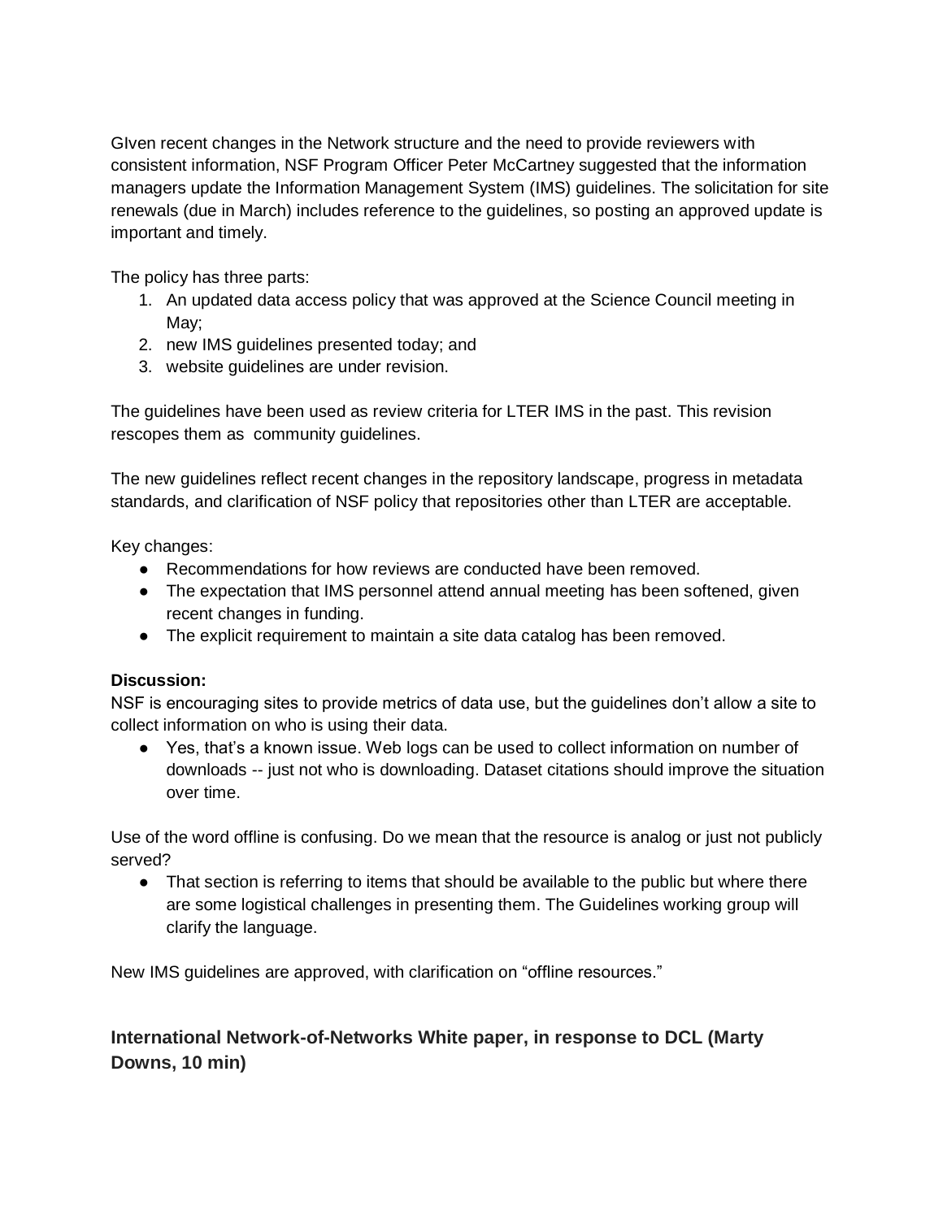GIven recent changes in the Network structure and the need to provide reviewers with consistent information, NSF Program Officer Peter McCartney suggested that the information managers update the Information Management System (IMS) guidelines. The solicitation for site renewals (due in March) includes reference to the guidelines, so posting an approved update is important and timely.

The policy has three parts:

1. An updated data access policy that was approved at the Science Council meeting in May;
2. new IMS guidelines presented today; and
3. website guidelines are under revision.

The guidelines have been used as review criteria for LTER IMS in the past. This revision rescopes them as community guidelines.

The new guidelines reflect recent changes in the repository landscape, progress in metadata standards, and clarification of NSF policy that repositories other than LTER are acceptable.

Key changes:

- Recommendations for how reviews are conducted have been removed.
- The expectation that IMS personnel attend annual meeting has been softened, given recent changes in funding.
- The explicit requirement to maintain a site data catalog has been removed.

**Discussion:**
NSF is encouraging sites to provide metrics of data use, but the guidelines don't allow a site to collect information on who is using their data.

- Yes, that's a known issue. Web logs can be used to collect information on number of downloads -- just not who is downloading. Dataset citations should improve the situation over time.

Use of the word offline is confusing. Do we mean that the resource is analog or just not publicly served?

- That section is referring to items that should be available to the public but where there are some logistical challenges in presenting them. The Guidelines working group will clarify the language.

New IMS guidelines are approved, with clarification on "offline resources."

### International Network-of-Networks White paper, in response to DCL (Marty Downs, 10 min)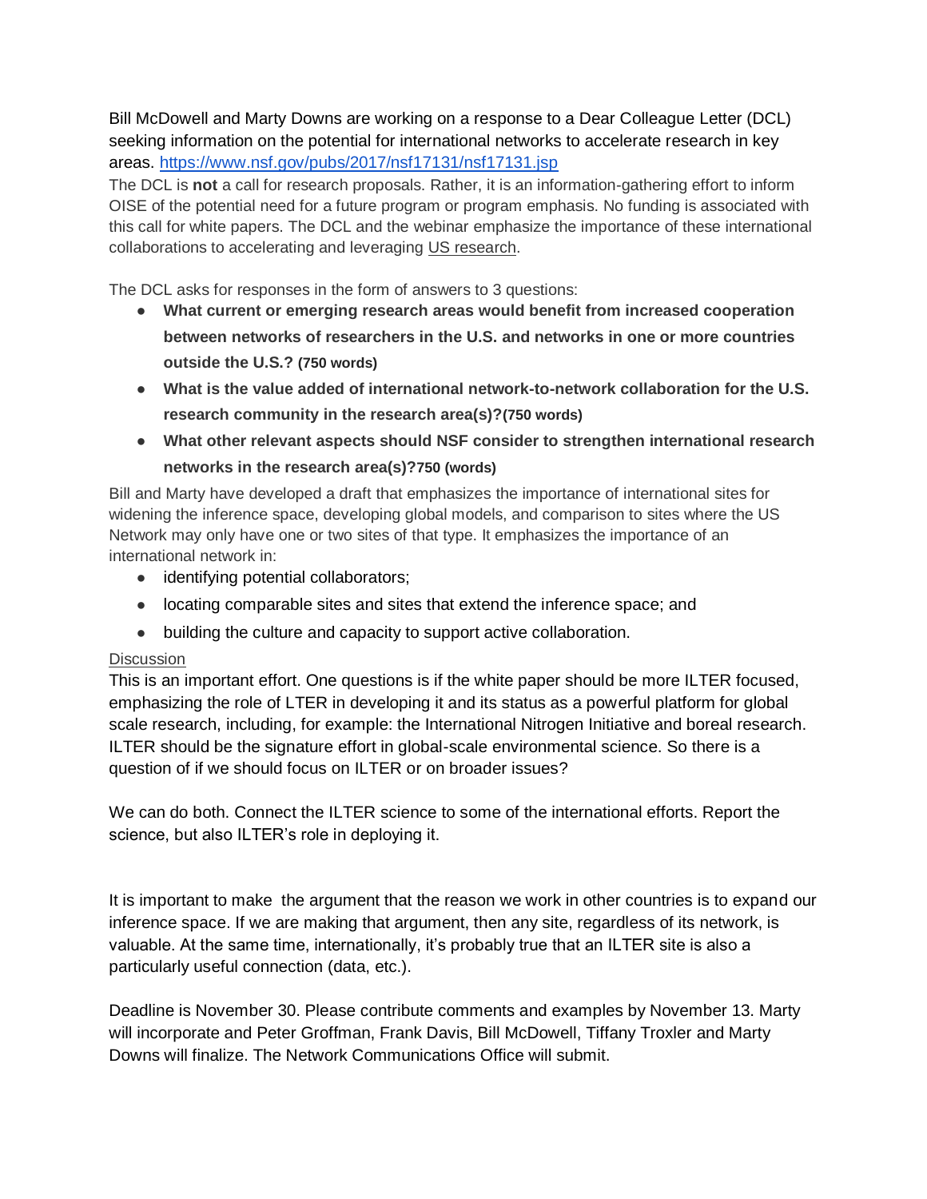Bill McDowell and Marty Downs are working on a response to a Dear Colleague Letter (DCL) seeking information on the potential for international networks to accelerate research in key areas. [https://www.nsf.gov/pubs/2017/nsf17131/nsf17131.jsp](https://www.nsf.gov/pubs/2017/nsf17131/nsf17131.jsp)

The DCL is **not** a call for research proposals. Rather, it is an information-gathering effort to inform OISE of the potential need for a future program or program emphasis. No funding is associated with this call for white papers. The DCL and the webinar emphasize the importance of these international collaborations to accelerating and leveraging US research.

The DCL asks for responses in the form of answers to 3 questions:

- **What current or emerging research areas would benefit from increased cooperation between networks of researchers in the U.S. and networks in one or more countries outside the U.S.? (750 words)**
- **What is the value added of international network-to-network collaboration for the U.S. research community in the research area(s)?(750 words)**
- **What other relevant aspects should NSF consider to strengthen international research networks in the research area(s)?750 (words)**

Bill and Marty have developed a draft that emphasizes the importance of international sites for widening the inference space, developing global models, and comparison to sites where the US Network may only have one or two sites of that type. It emphasizes the importance of an international network in:

- identifying potential collaborators;
- locating comparable sites and sites that extend the inference space; and
- building the culture and capacity to support active collaboration.

Discussion

This is an important effort. One questions is if the white paper should be more ILTER focused, emphasizing the role of LTER in developing it and its status as a powerful platform for global scale research, including, for example: the International Nitrogen Initiative and boreal research. ILTER should be the signature effort in global-scale environmental science. So there is a question of if we should focus on ILTER or on broader issues?

We can do both. Connect the ILTER science to some of the international efforts. Report the science, but also ILTER's role in deploying it.

It is important to make the argument that the reason we work in other countries is to expand our inference space. If we are making that argument, then any site, regardless of its network, is valuable. At the same time, internationally, it's probably true that an ILTER site is also a particularly useful connection (data, etc.).

Deadline is November 30. Please contribute comments and examples by November 13. Marty will incorporate and Peter Groffman, Frank Davis, Bill McDowell, Tiffany Troxler and Marty Downs will finalize. The Network Communications Office will submit.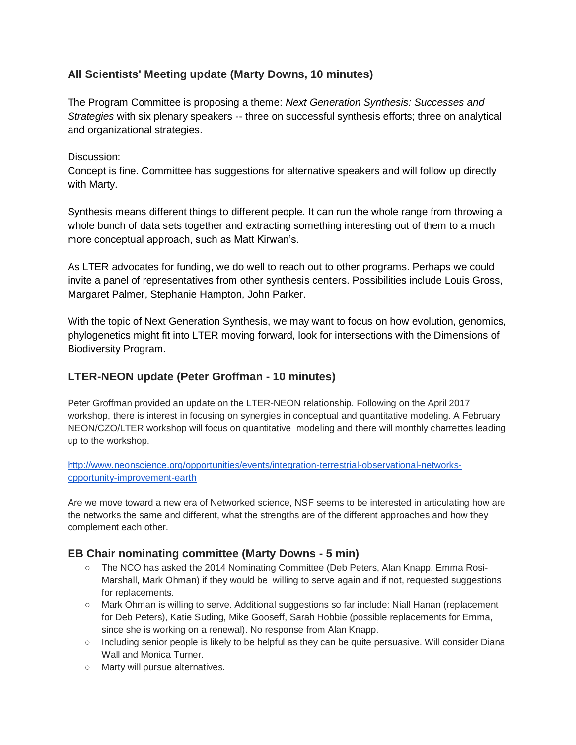### All Scientists' Meeting update (Marty Downs, 10 minutes)

The Program Committee is proposing a theme: *Next Generation Synthesis: Successes and Strategies* with six plenary speakers -- three on successful synthesis efforts; three on analytical and organizational strategies.

Discussion:

Concept is fine. Committee has suggestions for alternative speakers and will follow up directly with Marty.

Synthesis means different things to different people. It can run the whole range from throwing a whole bunch of data sets together and extracting something interesting out of them to a much more conceptual approach, such as Matt Kirwan's.

As LTER advocates for funding, we do well to reach out to other programs. Perhaps we could invite a panel of representatives from other synthesis centers. Possibilities include Louis Gross, Margaret Palmer, Stephanie Hampton, John Parker.

With the topic of Next Generation Synthesis, we may want to focus on how evolution, genomics, phylogenetics might fit into LTER moving forward, look for intersections with the Dimensions of Biodiversity Program.

## LTER-NEON update (Peter Groffman - 10 minutes)

Peter Groffman provided an update on the LTER-NEON relationship. Following on the April 2017 workshop, there is interest in focusing on synergies in conceptual and quantitative modeling. A February NEON/CZO/LTER workshop will focus on quantitative modeling and there will monthly charrettes leading up to the workshop.

http://www.neonscience.org/opportunities/events/integration-terrestrial-observational-networks-opportunity-improvement-earth

Are we move toward a new era of Networked science, NSF seems to be interested in articulating how are the networks the same and different, what the strengths are of the different approaches and how they complement each other.

## EB Chair nominating committee (Marty Downs - 5 min)

- The NCO has asked the 2014 Nominating Committee (Deb Peters, Alan Knapp, Emma Rosi-Marshall, Mark Ohman) if they would be willing to serve again and if not, requested suggestions for replacements.
- Mark Ohman is willing to serve. Additional suggestions so far include: Niall Hanan (replacement for Deb Peters), Katie Suding, Mike Gooseff, Sarah Hobbie (possible replacements for Emma, since she is working on a renewal). No response from Alan Knapp.
- Including senior people is likely to be helpful as they can be quite persuasive. Will consider Diana Wall and Monica Turner.
- Marty will pursue alternatives.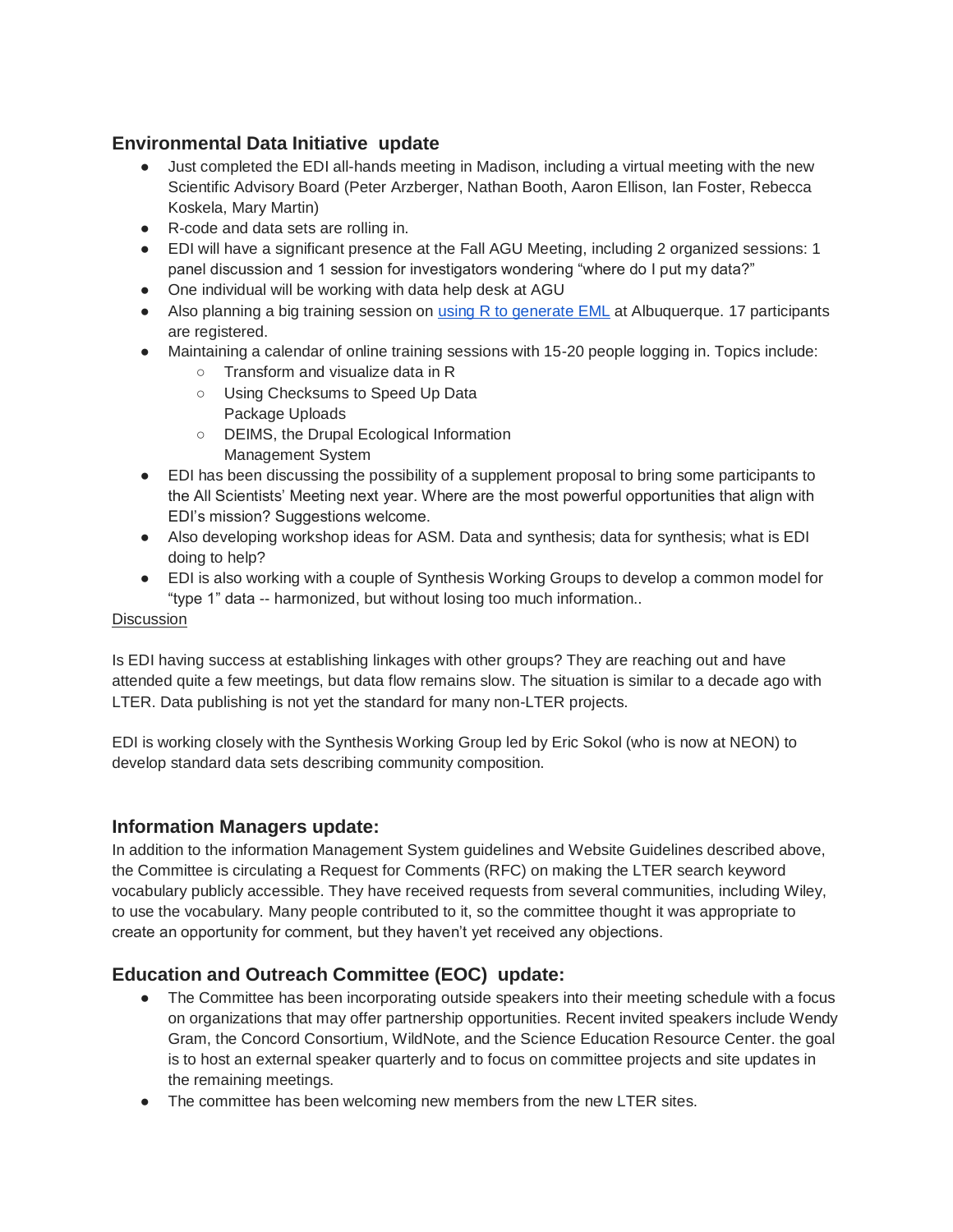## Environmental Data Initiative update

- Just completed the EDI all-hands meeting in Madison, including a virtual meeting with the new Scientific Advisory Board (Peter Arzberger, Nathan Booth, Aaron Ellison, Ian Foster, Rebecca Koskela, Mary Martin)
- R-code and data sets are rolling in.
- EDI will have a significant presence at the Fall AGU Meeting, including 2 organized sessions: 1 panel discussion and 1 session for investigators wondering “where do I put my data?”
- One individual will be working with data help desk at AGU
- Also planning a big training session on using R to generate EML at Albuquerque. 17 participants are registered.
- Maintaining a calendar of online training sessions with 15-20 people logging in. Topics include:
  - Transform and visualize data in R
  - Using Checksums to Speed Up Data Package Uploads
  - DEIMS, the Drupal Ecological Information Management System
- EDI has been discussing the possibility of a supplement proposal to bring some participants to the All Scientists’ Meeting next year. Where are the most powerful opportunities that align with EDI’s mission? Suggestions welcome.
- Also developing workshop ideas for ASM. Data and synthesis; data for synthesis; what is EDI doing to help?
- EDI is also working with a couple of Synthesis Working Groups to develop a common model for “type 1” data -- harmonized, but without losing too much information..

Discussion

Is EDI having success at establishing linkages with other groups? They are reaching out and have attended quite a few meetings, but data flow remains slow. The situation is similar to a decade ago with LTER. Data publishing is not yet the standard for many non-LTER projects.

EDI is working closely with the Synthesis Working Group led by Eric Sokol (who is now at NEON) to develop standard data sets describing community composition.

## Information Managers update:

In addition to the information Management System guidelines and Website Guidelines described above, the Committee is circulating a Request for Comments (RFC) on making the LTER search keyword vocabulary publicly accessible. They have received requests from several communities, including Wiley, to use the vocabulary. Many people contributed to it, so the committee thought it was appropriate to create an opportunity for comment, but they haven’t yet received any objections.

## Education and Outreach Committee (EOC) update:

- The Committee has been incorporating outside speakers into their meeting schedule with a focus on organizations that may offer partnership opportunities. Recent invited speakers include Wendy Gram, the Concord Consortium, WildNote, and the Science Education Resource Center. the goal is to host an external speaker quarterly and to focus on committee projects and site updates in the remaining meetings.
- The committee has been welcoming new members from the new LTER sites.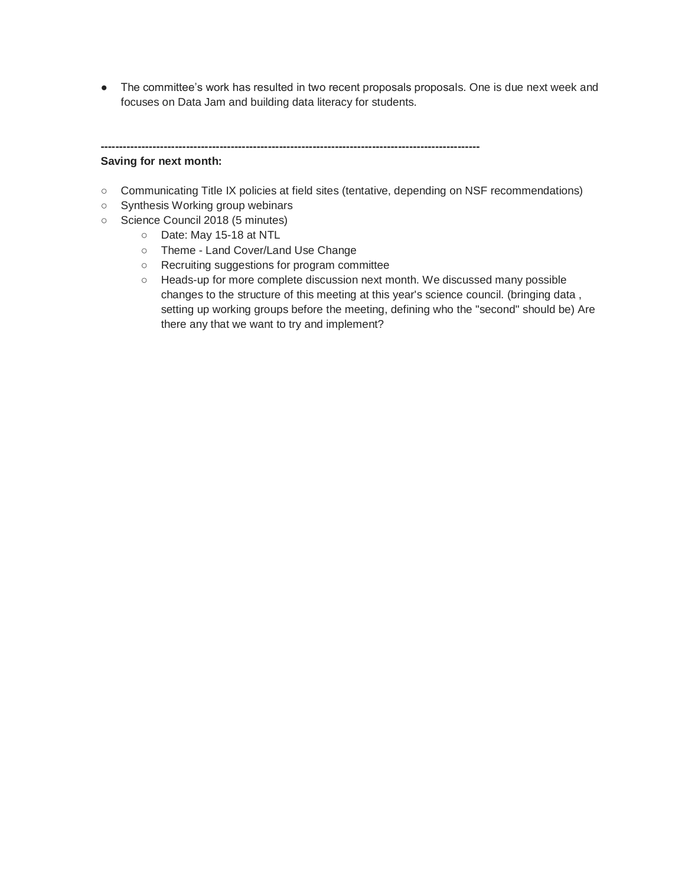- The committee's work has resulted in two recent proposals proposals. One is due next week and focuses on Data Jam and building data literacy for students.

-----------------------------------------------------------------------------------------------------

**Saving for next month:**

- Communicating Title IX policies at field sites (tentative, depending on NSF recommendations)
- Synthesis Working group webinars
- Science Council 2018 (5 minutes)
  - Date: May 15-18 at NTL
  - Theme - Land Cover/Land Use Change
  - Recruiting suggestions for program committee
  - Heads-up for more complete discussion next month. We discussed many possible changes to the structure of this meeting at this year's science council. (bringing data , setting up working groups before the meeting, defining who the "second" should be) Are there any that we want to try and implement?